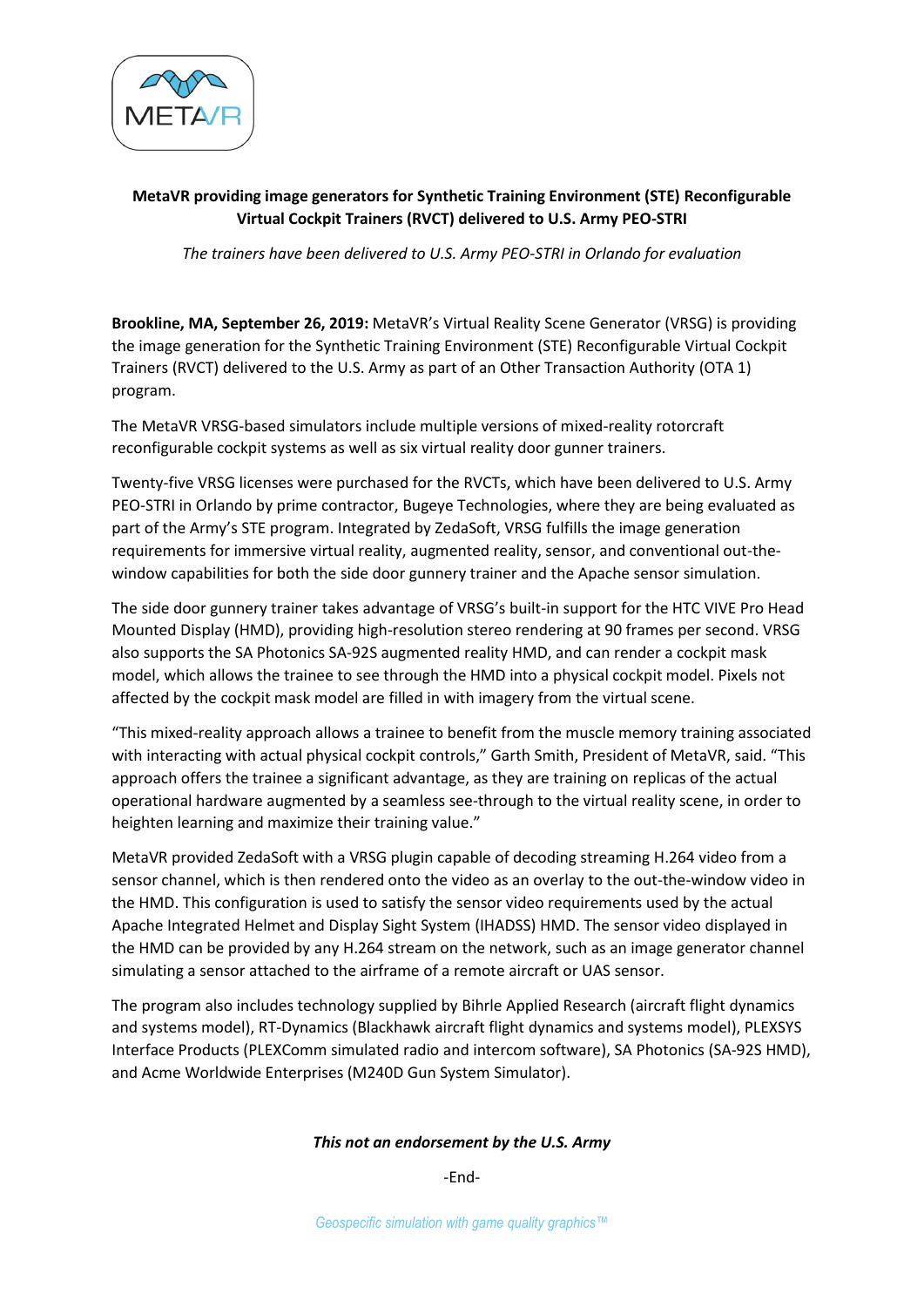# MetaVR providing image generators for Synthetic Training Environment (STE) Reconfigurable Virtual Cockpit Trainers (RVCT) delivered to U.S. Army PEO-STRI

*The trainers have been delivered to U.S. Army PEO-STRI in Orlando for evaluation*

**Brookline, MA, September 26, 2019:** MetaVR's Virtual Reality Scene Generator (VRSG) is providing the image generation for the Synthetic Training Environment (STE) Reconfigurable Virtual Cockpit Trainers (RVCT) delivered to the U.S. Army as part of an Other Transaction Authority (OTA 1) program.

The MetaVR VRSG-based simulators include multiple versions of mixed-reality rotorcraft reconfigurable cockpit systems as well as six virtual reality door gunner trainers.

Twenty-five VRSG licenses were purchased for the RVCTs, which have been delivered to U.S. Army PEO-STRI in Orlando by prime contractor, Bugeye Technologies, where they are being evaluated as part of the Army's STE program. Integrated by ZedaSoft, VRSG fulfills the image generation requirements for immersive virtual reality, augmented reality, sensor, and conventional out-the-window capabilities for both the side door gunnery trainer and the Apache sensor simulation.

The side door gunnery trainer takes advantage of VRSG's built-in support for the HTC VIVE Pro Head Mounted Display (HMD), providing high-resolution stereo rendering at 90 frames per second. VRSG also supports the SA Photonics SA-92S augmented reality HMD, and can render a cockpit mask model, which allows the trainee to see through the HMD into a physical cockpit model. Pixels not affected by the cockpit mask model are filled in with imagery from the virtual scene.

"This mixed-reality approach allows a trainee to benefit from the muscle memory training associated with interacting with actual physical cockpit controls," Garth Smith, President of MetaVR, said. "This approach offers the trainee a significant advantage, as they are training on replicas of the actual operational hardware augmented by a seamless see-through to the virtual reality scene, in order to heighten learning and maximize their training value."

MetaVR provided ZedaSoft with a VRSG plugin capable of decoding streaming H.264 video from a sensor channel, which is then rendered onto the video as an overlay to the out-the-window video in the HMD. This configuration is used to satisfy the sensor video requirements used by the actual Apache Integrated Helmet and Display Sight System (IHADSS) HMD. The sensor video displayed in the HMD can be provided by any H.264 stream on the network, such as an image generator channel simulating a sensor attached to the airframe of a remote aircraft or UAS sensor.

The program also includes technology supplied by Bihrle Applied Research (aircraft flight dynamics and systems model), RT-Dynamics (Blackhawk aircraft flight dynamics and systems model), PLEXSYS Interface Products (PLEXComm simulated radio and intercom software), SA Photonics (SA-92S HMD), and Acme Worldwide Enterprises (M240D Gun System Simulator).

***This not an endorsement by the U.S. Army***

-End-

*Geospecific simulation with game quality graphics™*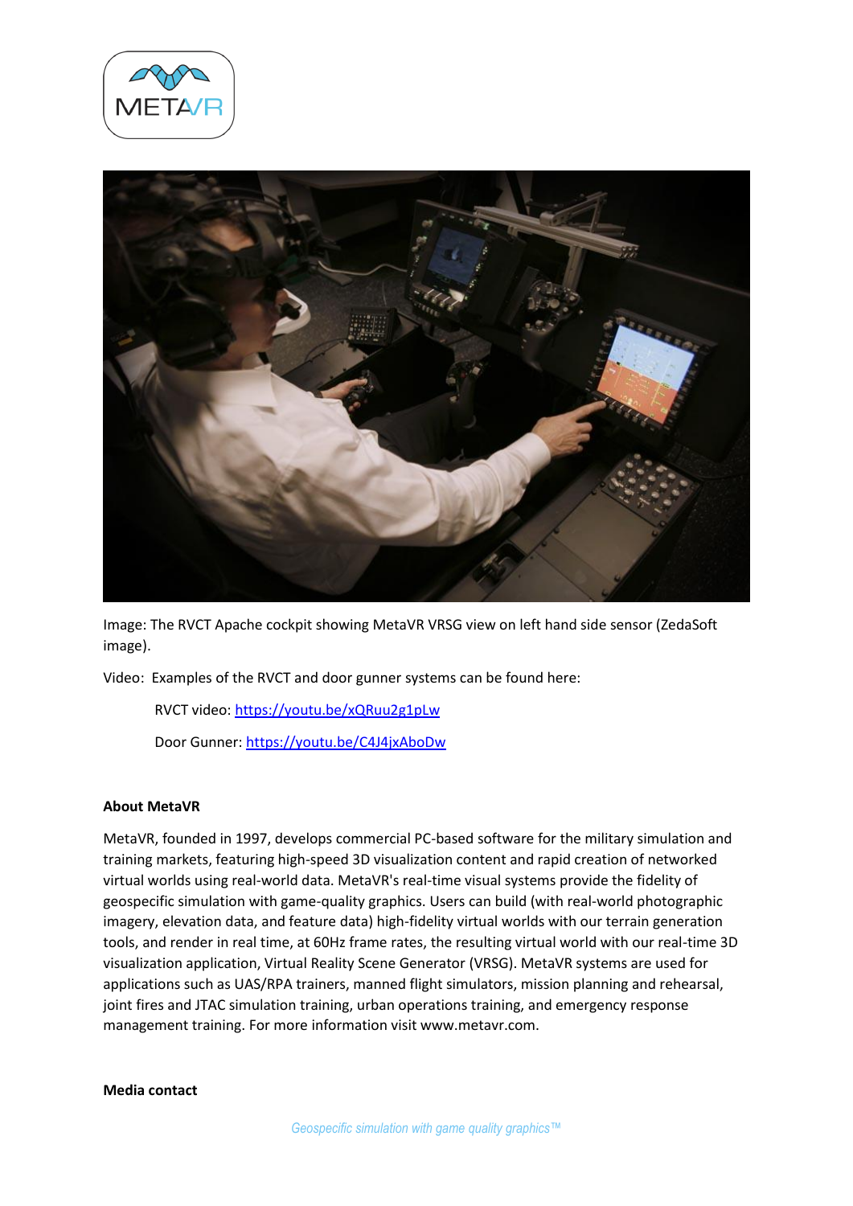Image: The RVCT Apache cockpit showing MetaVR VRSG view on left hand side sensor (ZedaSoft image).

Video: Examples of the RVCT and door gunner systems can be found here:

RVCT video: https://youtu.be/xQRuu2g1pLw

Door Gunner: https://youtu.be/C4J4jxAboDw

**About MetaVR**

MetaVR, founded in 1997, develops commercial PC-based software for the military simulation and training markets, featuring high-speed 3D visualization content and rapid creation of networked virtual worlds using real-world data. MetaVR's real-time visual systems provide the fidelity of geospecific simulation with game-quality graphics. Users can build (with real-world photographic imagery, elevation data, and feature data) high-fidelity virtual worlds with our terrain generation tools, and render in real time, at 60Hz frame rates, the resulting virtual world with our real-time 3D visualization application, Virtual Reality Scene Generator (VRSG). MetaVR systems are used for applications such as UAS/RPA trainers, manned flight simulators, mission planning and rehearsal, joint fires and JTAC simulation training, urban operations training, and emergency response management training. For more information visit www.metavr.com.

**Media contact**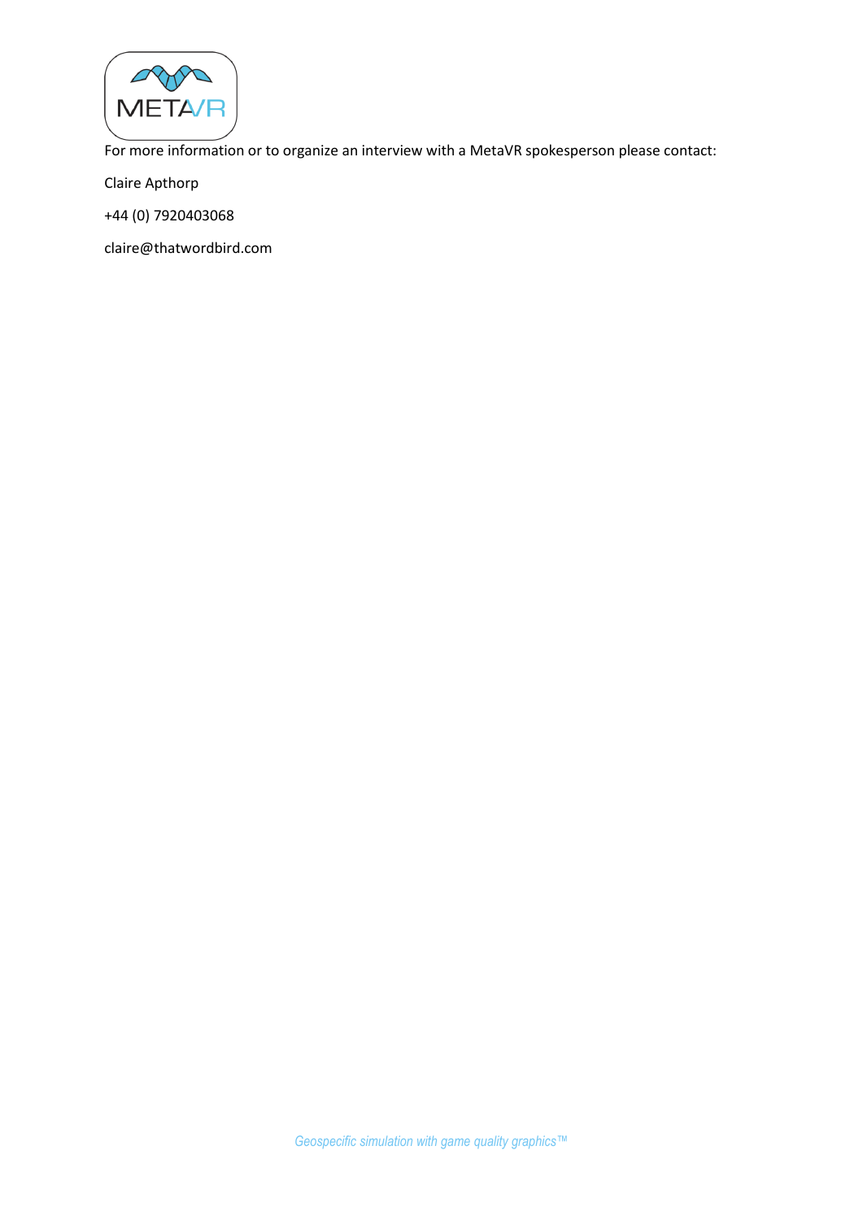For more information or to organize an interview with a MetaVR spokesperson please contact:

Claire Apthorp

+44 (0) 7920403068

claire@thatwordbird.com